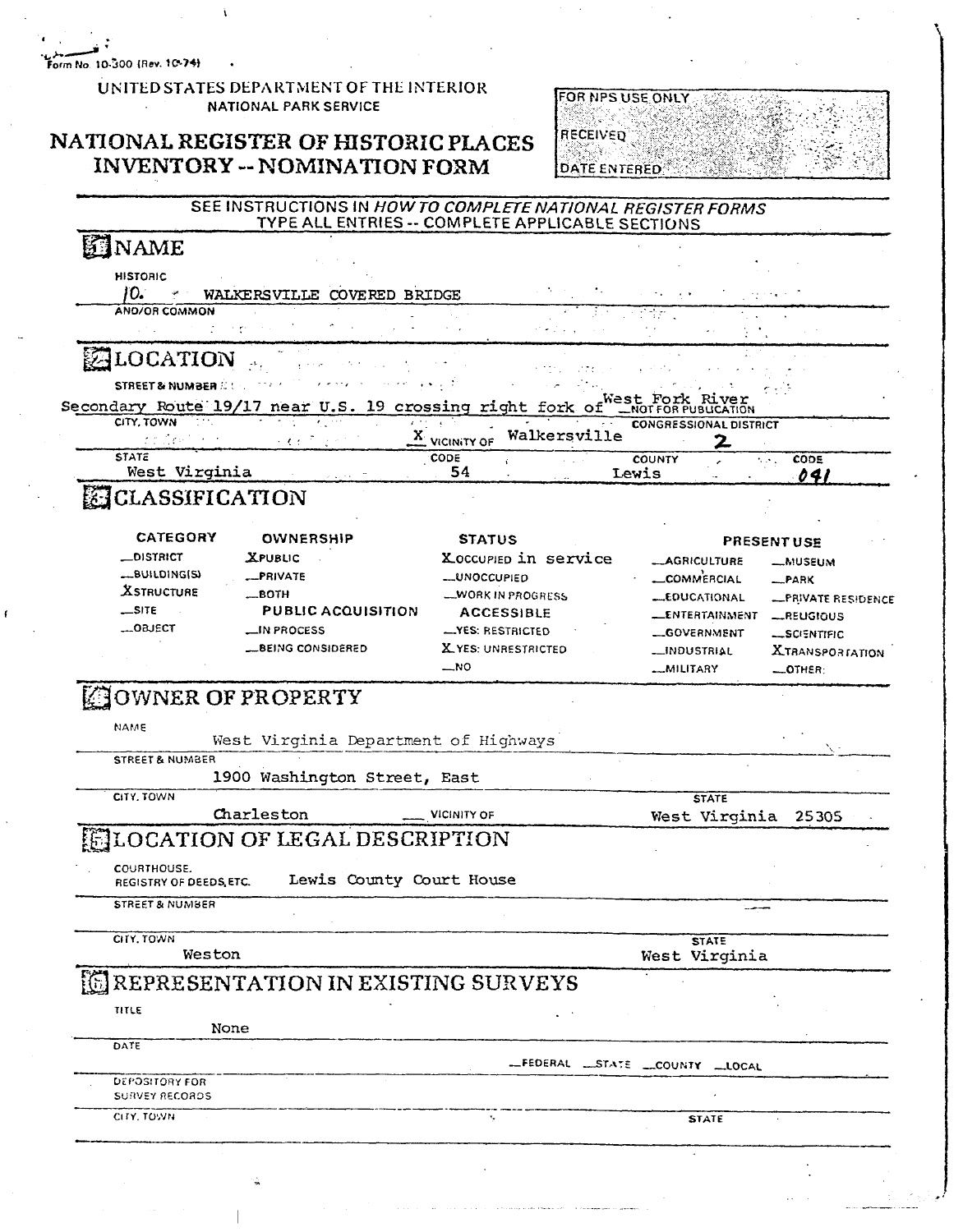Form No. 10-300 (Rev. 10-74)

UNITED STATES DEPARTMENT OF THE INTERIOR
NATIONAL PARK SERVICE

# NATIONAL REGISTER OF HISTORIC PLACES INVENTORY -- NOMINATION FORM

FOR NPS USE ONLY
RECEIVED
DATE ENTERED

SEE INSTRUCTIONS IN *HOW TO COMPLETE NATIONAL REGISTER FORMS*
TYPE ALL ENTRIES -- COMPLETE APPLICABLE SECTIONS

## 1 NAME

HISTORIC
10. WALKERSVILLE COVERED BRIDGE

AND/OR COMMON

## 2 LOCATION

STREET & NUMBER
Secondary Route 19/17 near U.S. 19 crossing right fork of West Fork River
__NOT FOR PUBLICATION

CITY, TOWN
X VICINITY OF Walkersville

CONGRESSIONAL DISTRICT
2

| STATE | CODE | COUNTY | CODE |
|---|---|---|---|
| West Virginia | 54 | Lewis | 041 |

## 3 CLASSIFICATION

| CATEGORY | OWNERSHIP | STATUS | PRESENT USE | |
|---|---|---|---|---|
| __DISTRICT | X PUBLIC | X OCCUPIED in service | __AGRICULTURE | __MUSEUM |
| __BUILDING(S) | __PRIVATE | __UNOCCUPIED | __COMMERCIAL | __PARK |
| X STRUCTURE | __BOTH | __WORK IN PROGRESS | __EDUCATIONAL | __PRIVATE RESIDENCE |
| __SITE | PUBLIC ACQUISITION | ACCESSIBLE | __ENTERTAINMENT | __RELIGIOUS |
| __OBJECT | __IN PROCESS | __YES: RESTRICTED | __GOVERNMENT | __SCIENTIFIC |
| | __BEING CONSIDERED | X YES: UNRESTRICTED | __INDUSTRIAL | X TRANSPORTATION |
| | | __NO | __MILITARY | __OTHER: |

## 4 OWNER OF PROPERTY

NAME
West Virginia Department of Highways

STREET & NUMBER
1900 Washington Street, East

CITY, TOWN
Charleston __ VICINITY OF

STATE
West Virginia 25305

## 5 LOCATION OF LEGAL DESCRIPTION

COURTHOUSE, REGISTRY OF DEEDS, ETC.
Lewis County Court House

STREET & NUMBER

CITY, TOWN
Weston

STATE
West Virginia

## 6 REPRESENTATION IN EXISTING SURVEYS

TITLE
None

DATE
__FEDERAL __STATE __COUNTY __LOCAL

DEPOSITORY FOR SURVEY RECORDS

CITY, TOWN

STATE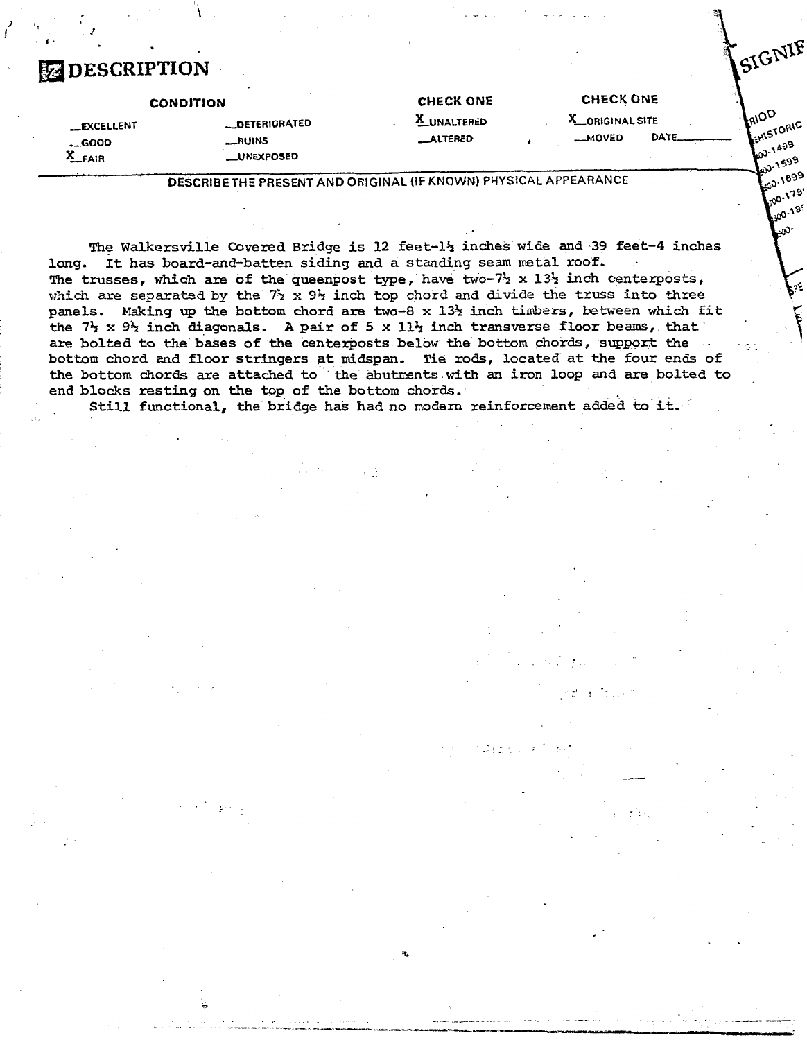# DESCRIPTION

| CONDITION | | CHECK ONE | CHECK ONE |
|---|---|---|---|
| __EXCELLENT | __DETERIORATED | X UNALTERED | X ORIGINAL SITE |
| __GOOD | __RUINS | __ALTERED | __MOVED DATE______ |
| X FAIR | __UNEXPOSED | | |

DESCRIBE THE PRESENT AND ORIGINAL (IF KNOWN) PHYSICAL APPEARANCE

The Walkersville Covered Bridge is 12 feet-1½ inches wide and 39 feet-4 inches long. It has board-and-batten siding and a standing seam metal roof. The trusses, which are of the queenpost type, have two-7½ x 13½ inch centerposts, which are separated by the 7½ x 9½ inch top chord and divide the truss into three panels. Making up the bottom chord are two-8 x 13½ inch timbers, between which fit the 7½ x 9½ inch diagonals. A pair of 5 x 11½ inch transverse floor beams, that are bolted to the bases of the centerposts below the bottom chords, support the bottom chord and floor stringers at midspan. Tie rods, located at the four ends of the bottom chords are attached to the abutments with an iron loop and are bolted to end blocks resting on the top of the bottom chords.

Still functional, the bridge has had no modern reinforcement added to it.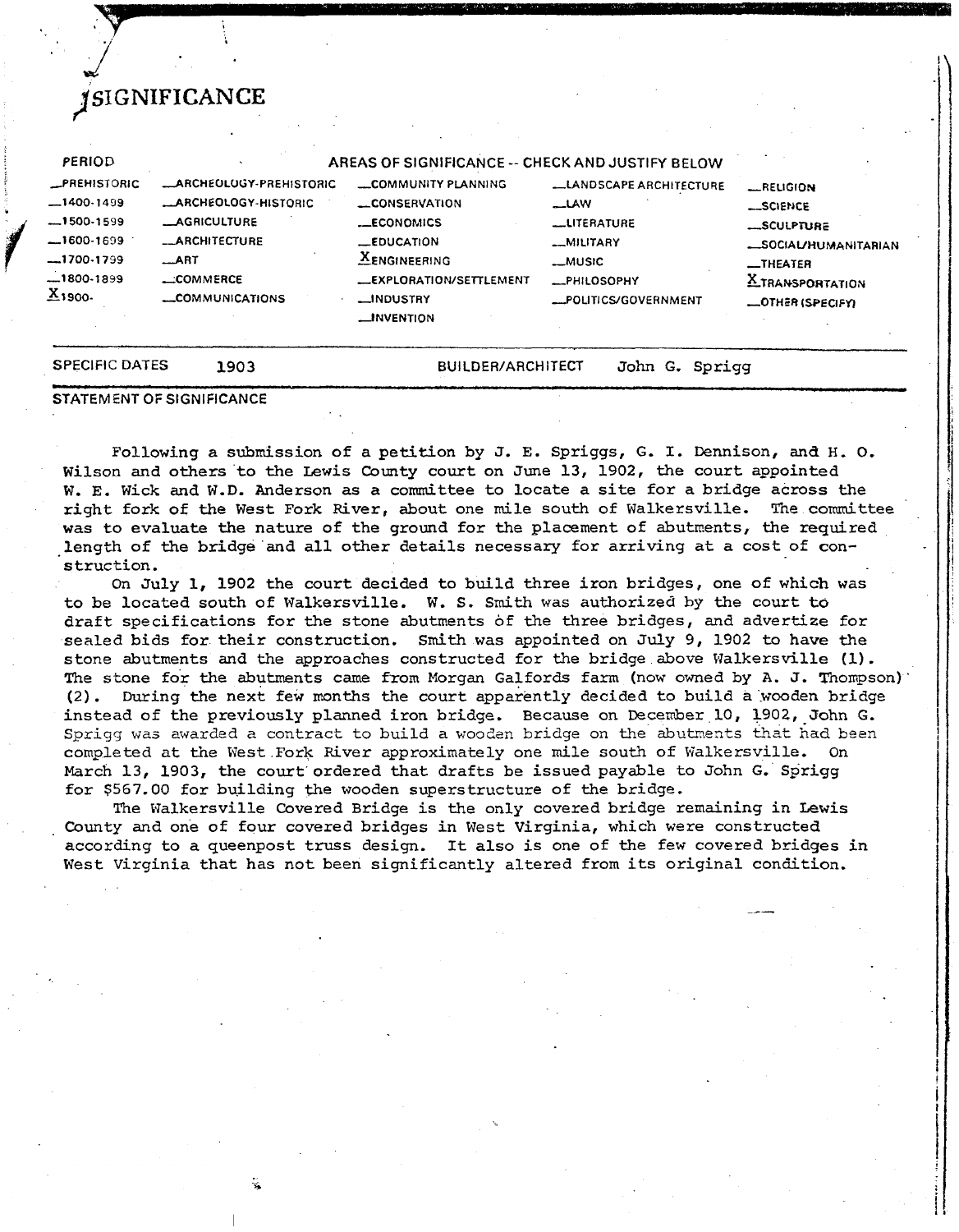# SIGNIFICANCE

| PERIOD | AREAS OF SIGNIFICANCE -- CHECK AND JUSTIFY BELOW | | | |
|---|---|---|---|---|
| _PREHISTORIC | _ARCHEOLOGY-PREHISTORIC | _COMMUNITY PLANNING | _LANDSCAPE ARCHITECTURE | _RELIGION |
| _1400-1499 | _ARCHEOLOGY-HISTORIC | _CONSERVATION | _LAW | _SCIENCE |
| _1500-1599 | _AGRICULTURE | _ECONOMICS | _LITERATURE | _SCULPTURE |
| _1600-1699 | _ARCHITECTURE | _EDUCATION | _MILITARY | _SOCIAL/HUMANITARIAN |
| _1700-1799 | _ART | X ENGINEERING | _MUSIC | _THEATER |
| _1800-1899 | _COMMERCE | _EXPLORATION/SETTLEMENT | _PHILOSOPHY | X TRANSPORTATION |
| X 1900- | _COMMUNICATIONS | _INDUSTRY | _POLITICS/GOVERNMENT | _OTHER (SPECIFY) |
| | | _INVENTION | | |

SPECIFIC DATES 1903 BUILDER/ARCHITECT John G. Sprigg

STATEMENT OF SIGNIFICANCE

Following a submission of a petition by J. E. Spriggs, G. I. Dennison, and H. O. Wilson and others to the Lewis County court on June 13, 1902, the court appointed W. E. Wick and W.D. Anderson as a committee to locate a site for a bridge across the right fork of the West Fork River, about one mile south of Walkersville. The committee was to evaluate the nature of the ground for the placement of abutments, the required length of the bridge and all other details necessary for arriving at a cost of construction.

On July 1, 1902 the court decided to build three iron bridges, one of which was to be located south of Walkersville. W. S. Smith was authorized by the court to draft specifications for the stone abutments of the three bridges, and advertize for sealed bids for their construction. Smith was appointed on July 9, 1902 to have the stone abutments and the approaches constructed for the bridge above Walkersville (1). The stone for the abutments came from Morgan Galfords farm (now owned by A. J. Thompson) (2). During the next few months the court apparently decided to build a wooden bridge instead of the previously planned iron bridge. Because on December 10, 1902, John G. Sprigg was awarded a contract to build a wooden bridge on the abutments that had been completed at the West Fork River approximately one mile south of Walkersville. On March 13, 1903, the court ordered that drafts be issued payable to John G. Sprigg for $567.00 for building the wooden superstructure of the bridge.

The Walkersville Covered Bridge is the only covered bridge remaining in Lewis County and one of four covered bridges in West Virginia, which were constructed according to a queenpost truss design. It also is one of the few covered bridges in West Virginia that has not been significantly altered from its original condition.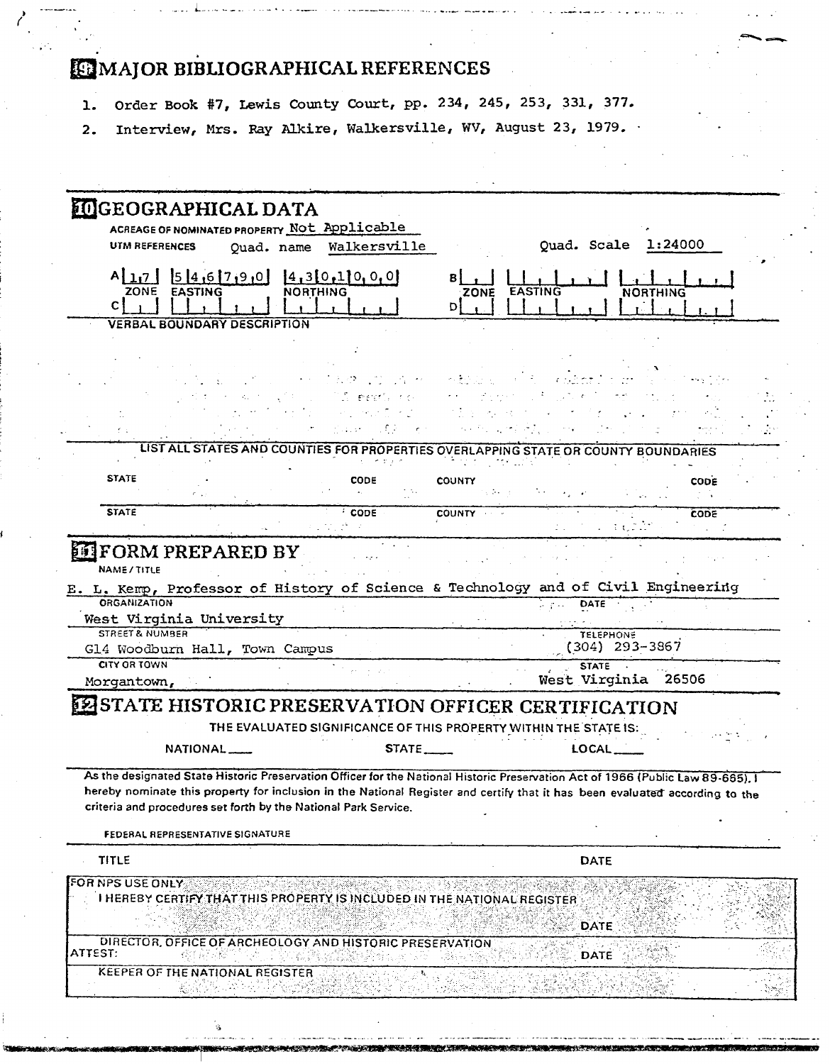## 9 MAJOR BIBLIOGRAPHICAL REFERENCES

1. Order Book #7, Lewis County Court, pp. 234, 245, 253, 331, 377.
2. Interview, Mrs. Ray Alkire, Walkersville, WV, August 23, 1979.

## 10 GEOGRAPHICAL DATA

ACREAGE OF NOMINATED PROPERTY Not Applicable

UTM REFERENCES Quad. name Walkersville Quad. Scale 1:24000

| | ZONE | EASTING | NORTHING | | ZONE | EASTING | NORTHING |
|---|---|---|---|---|---|---|---|
| A | 17 | 546790 | 4301000 | B | | | |
| C | | | | D | | | |

VERBAL BOUNDARY DESCRIPTION

LIST ALL STATES AND COUNTIES FOR PROPERTIES OVERLAPPING STATE OR COUNTY BOUNDARIES

| STATE | CODE | COUNTY | CODE |
|---|---|---|---|
| | | | |
| | | | |

## 11 FORM PREPARED BY

NAME / TITLE
E. L. Kemp, Professor of History of Science & Technology and of Civil Engineering

ORGANIZATION
West Virginia University

DATE

STREET & NUMBER
G14 Woodburn Hall, Town Campus

TELEPHONE
(304) 293-3867

CITY OR TOWN
Morgantown,

STATE
West Virginia 26506

## 12 STATE HISTORIC PRESERVATION OFFICER CERTIFICATION

THE EVALUATED SIGNIFICANCE OF THIS PROPERTY WITHIN THE STATE IS:

NATIONAL ___ STATE ___ LOCAL ___

As the designated State Historic Preservation Officer for the National Historic Preservation Act of 1966 (Public Law 89-665), I hereby nominate this property for inclusion in the National Register and certify that it has been evaluated according to the criteria and procedures set forth by the National Park Service.

FEDERAL REPRESENTATIVE SIGNATURE

TITLE

DATE

FOR NPS USE ONLY

I HEREBY CERTIFY THAT THIS PROPERTY IS INCLUDED IN THE NATIONAL REGISTER

DATE

DIRECTOR, OFFICE OF ARCHEOLOGY AND HISTORIC PRESERVATION

ATTEST:

DATE

KEEPER OF THE NATIONAL REGISTER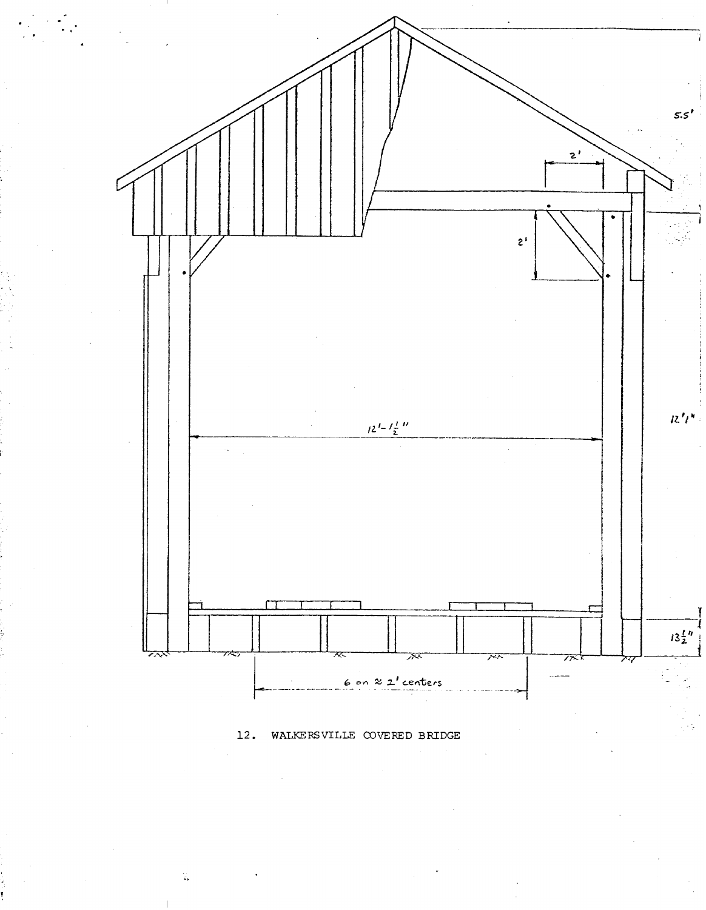12. WALKERSVILLE COVERED BRIDGE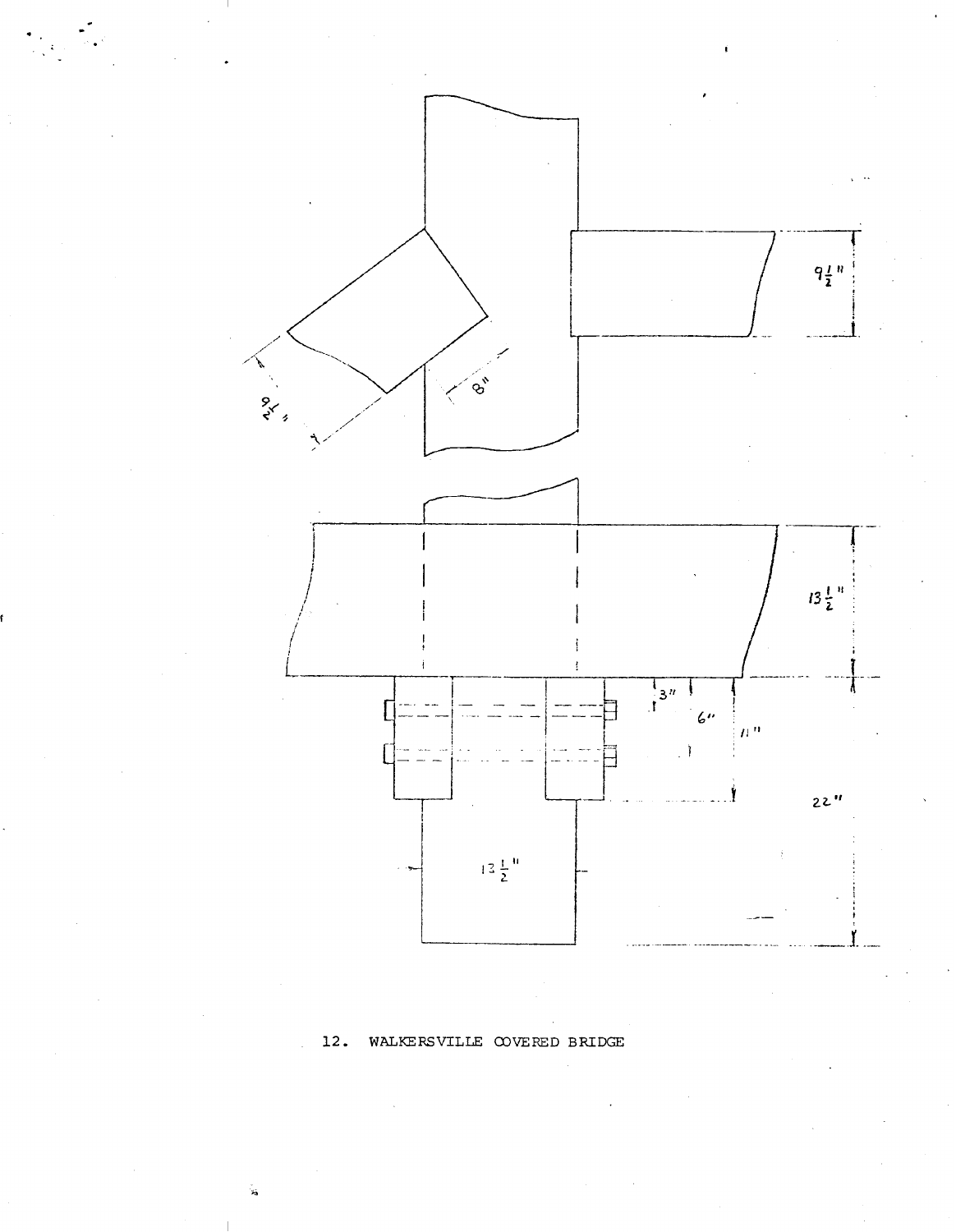12. WALKERSVILLE COVERED BRIDGE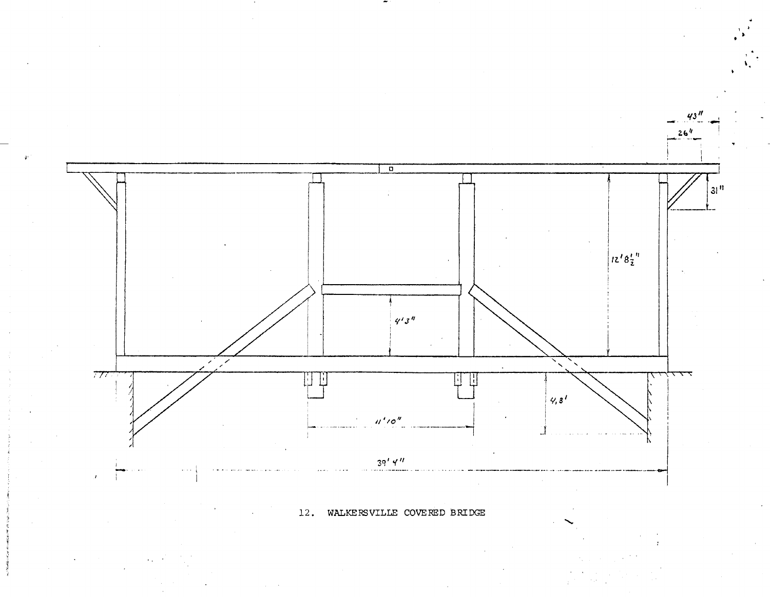43"

26"

31"

12'8½"

4'3"

4,8'

11'10"

39'4"

12. WALKERSVILLE COVERED BRIDGE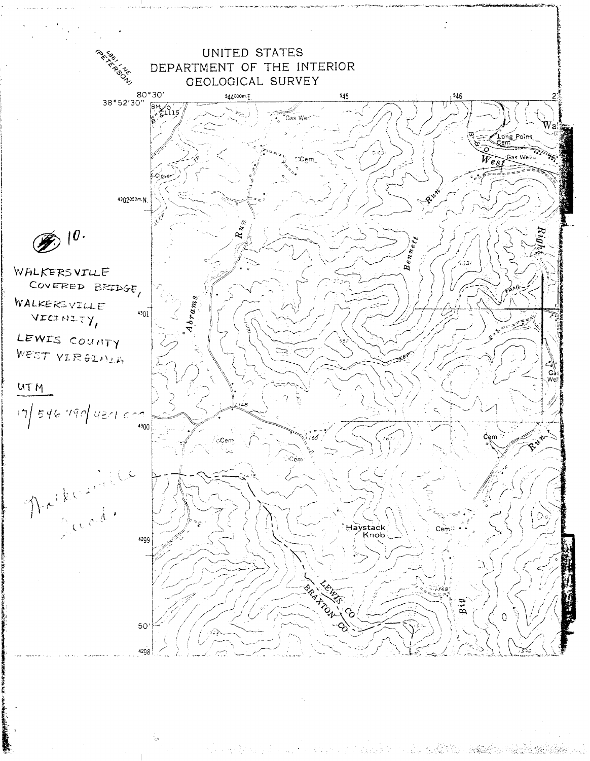UNITED STATES
DEPARTMENT OF THE INTERIOR
GEOLOGICAL SURVEY

4861 I NE
(PETERSON)

80°30'
38°52'30"

544000m E. 545 546

4302000m N.

4301

4300

4299

50'

4298

BM 1115

Gas Well

Cem

Clover

Abrams Run

Bennett Run

West

Long Point Cem

Gas Wells

Right

TRAIL

JEEP

1148

1166

Cem

Cem

LEWIS CO
BRAXTON CO

Haystack Knob

Cem

Big Run

Gas Wel

#10.

WALKERSVILLE
COVERED BRIDGE,
WALKERSVILLE
VICINITY,
LEWIS COUNTY
WEST VIRGINIA

UTM

17/546790/4301000

Walkersville Quad.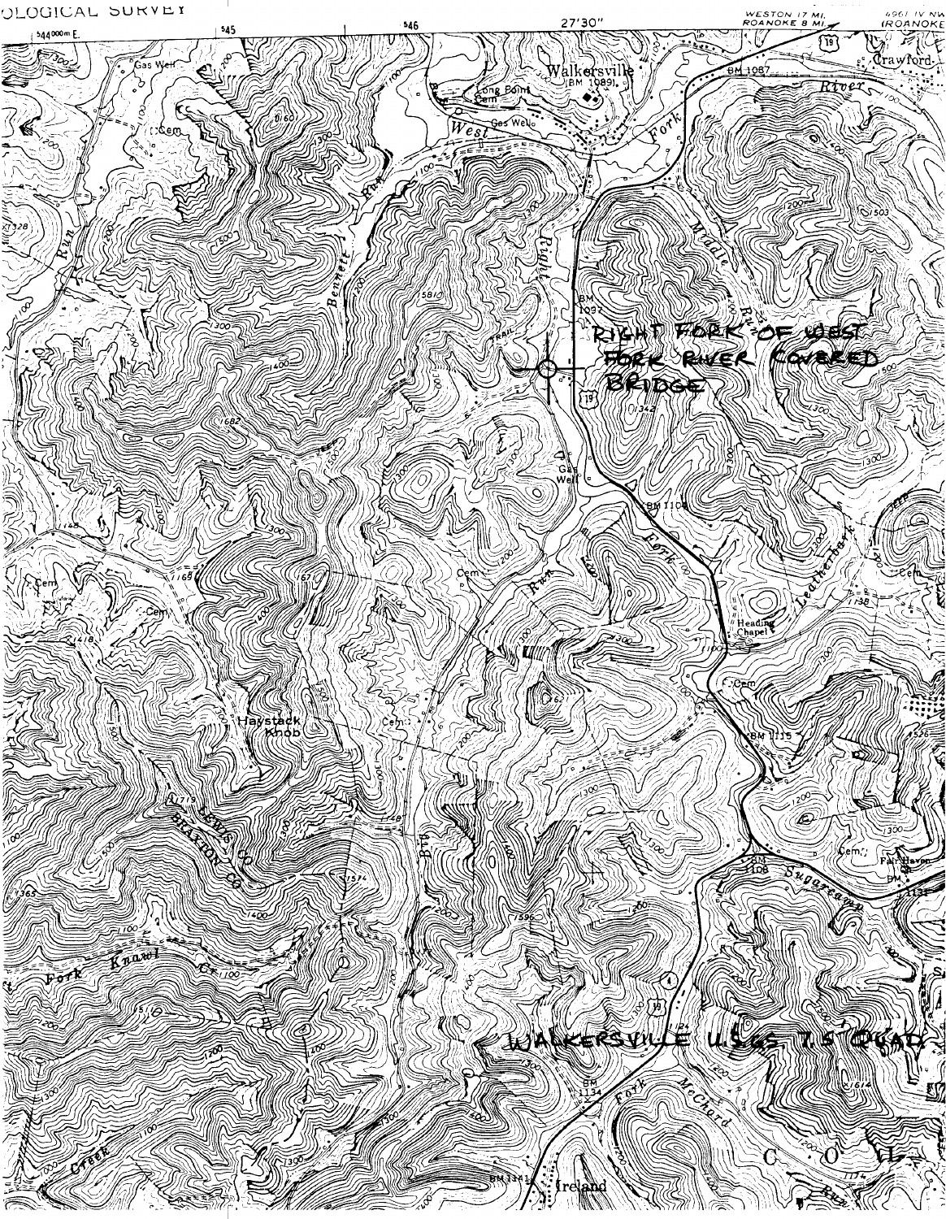OLOGICAL SURVEY

544000m E. 545 546 27'30"

WESTON 17 MI.
ROANOKE 8 MI.

4961 IV NW
(ROANOKE)

Walkersville
(BM 1089)

Long Point Cem

Gas Well

West Fork River

Crawford

BM 1087

Bennett Run

Right Fork

Middle Run

BM 1097

RIGHT FORK OF WEST FORK RIVER COVERED BRIDGE

Gas Well

BM 1108

Leatherbark

Heading Chapel

Cem

Haystack Knob

BM 1115

LEWIS CO
BRAXTON CO

BM 1108

Sugarcamp

Fair Haven Ch

Fork Knawl Cr

Creek

WALKERSVILLE U.S.G.S. 7.5 QUAD

BM 1134

Fork

McChord

BM 1141

Ireland

Run

C O